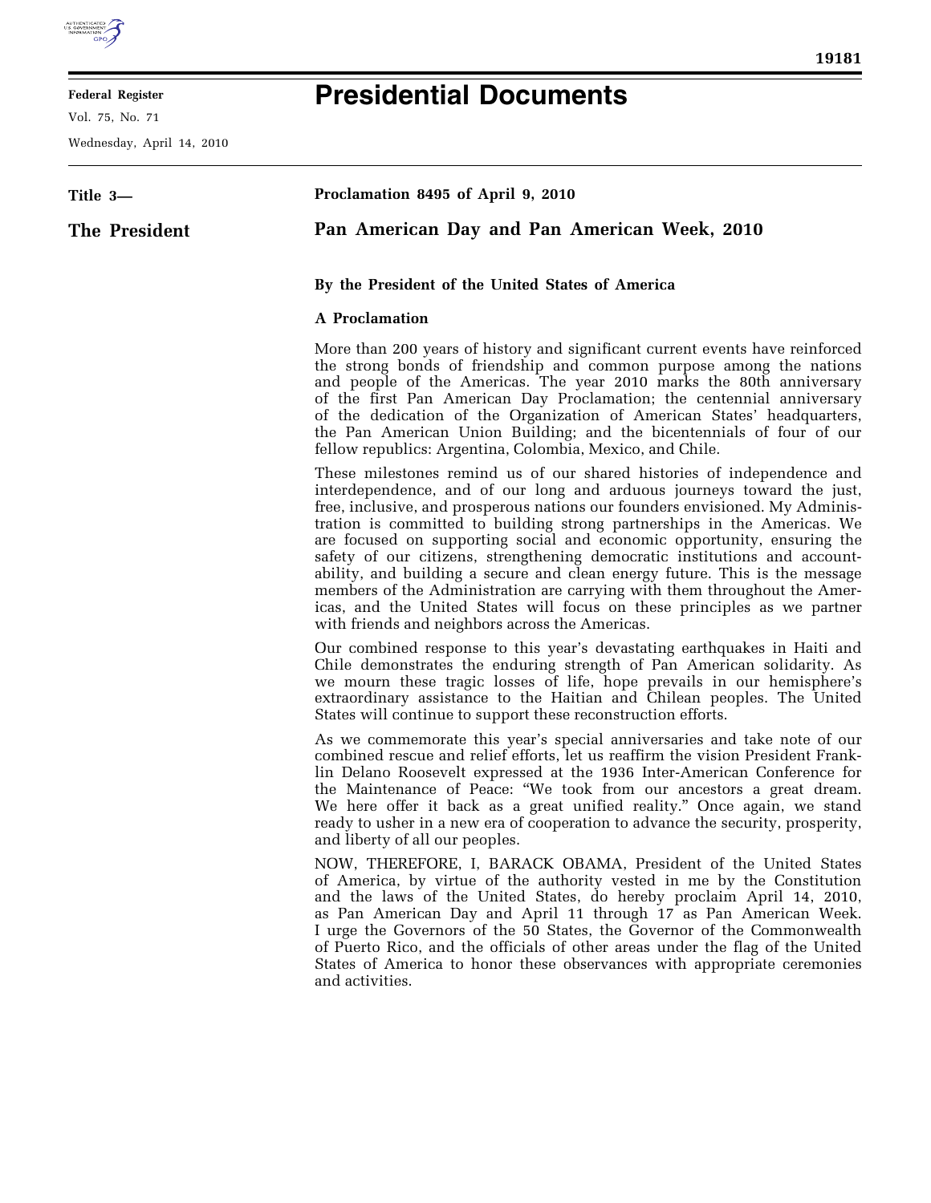# Presidential Documents

**Title 3—**

**The President**

**Proclamation 8495 of April 9, 2010**

## Pan American Day and Pan American Week, 2010

**By the President of the United States of America**

**A Proclamation**

More than 200 years of history and significant current events have reinforced the strong bonds of friendship and common purpose among the nations and people of the Americas. The year 2010 marks the 80th anniversary of the first Pan American Day Proclamation; the centennial anniversary of the dedication of the Organization of American States' headquarters, the Pan American Union Building; and the bicentennials of four of our fellow republics: Argentina, Colombia, Mexico, and Chile.

These milestones remind us of our shared histories of independence and interdependence, and of our long and arduous journeys toward the just, free, inclusive, and prosperous nations our founders envisioned. My Administration is committed to building strong partnerships in the Americas. We are focused on supporting social and economic opportunity, ensuring the safety of our citizens, strengthening democratic institutions and accountability, and building a secure and clean energy future. This is the message members of the Administration are carrying with them throughout the Americas, and the United States will focus on these principles as we partner with friends and neighbors across the Americas.

Our combined response to this year's devastating earthquakes in Haiti and Chile demonstrates the enduring strength of Pan American solidarity. As we mourn these tragic losses of life, hope prevails in our hemisphere's extraordinary assistance to the Haitian and Chilean peoples. The United States will continue to support these reconstruction efforts.

As we commemorate this year's special anniversaries and take note of our combined rescue and relief efforts, let us reaffirm the vision President Franklin Delano Roosevelt expressed at the 1936 Inter-American Conference for the Maintenance of Peace: "We took from our ancestors a great dream. We here offer it back as a great unified reality." Once again, we stand ready to usher in a new era of cooperation to advance the security, prosperity, and liberty of all our peoples.

NOW, THEREFORE, I, BARACK OBAMA, President of the United States of America, by virtue of the authority vested in me by the Constitution and the laws of the United States, do hereby proclaim April 14, 2010, as Pan American Day and April 11 through 17 as Pan American Week. I urge the Governors of the 50 States, the Governor of the Commonwealth of Puerto Rico, and the officials of other areas under the flag of the United States of America to honor these observances with appropriate ceremonies and activities.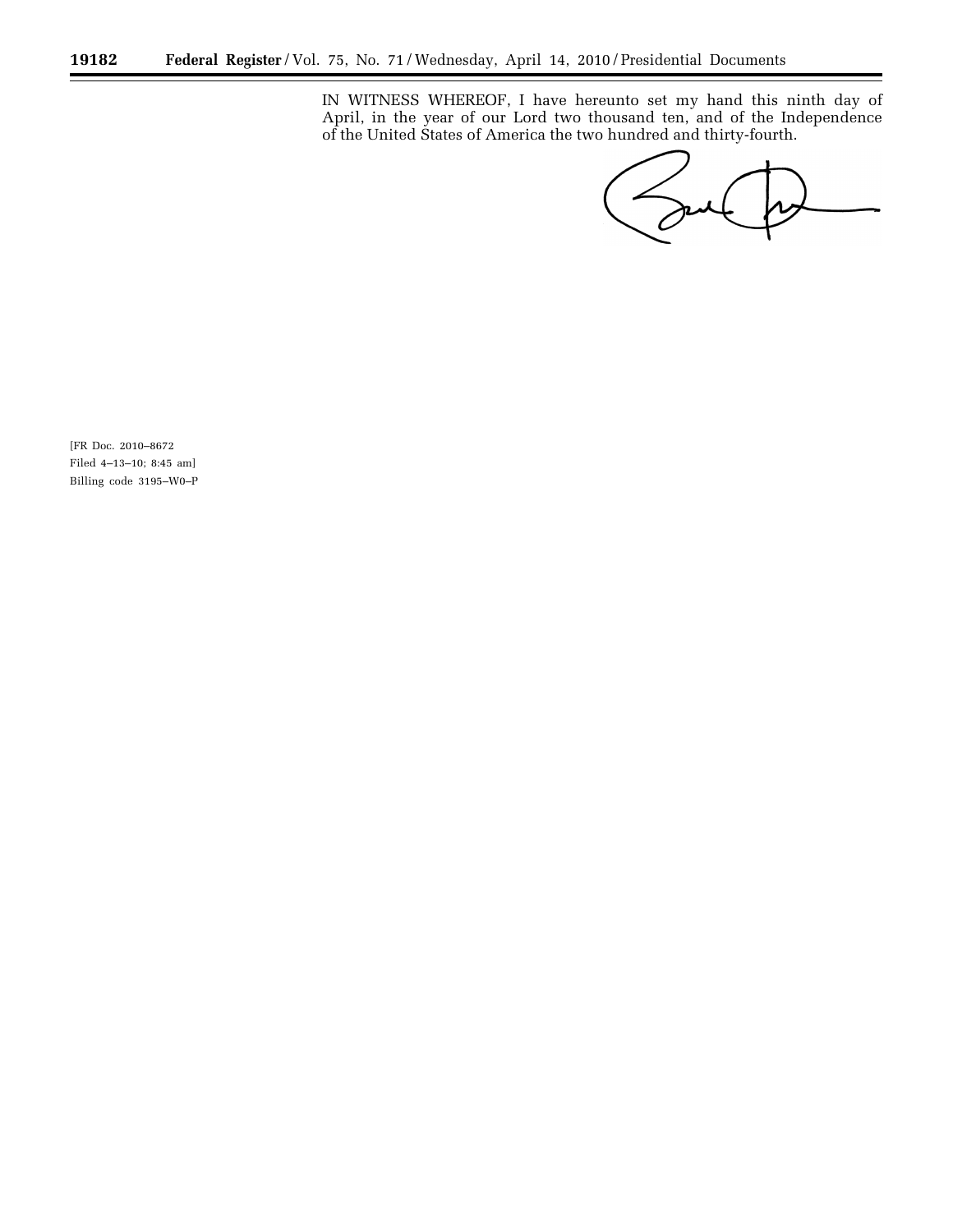IN WITNESS WHEREOF, I have hereunto set my hand this ninth day of April, in the year of our Lord two thousand ten, and of the Independence of the United States of America the two hundred and thirty-fourth.

[FR Doc. 2010–8672
Filed 4–13–10; 8:45 am]
Billing code 3195–W0–P